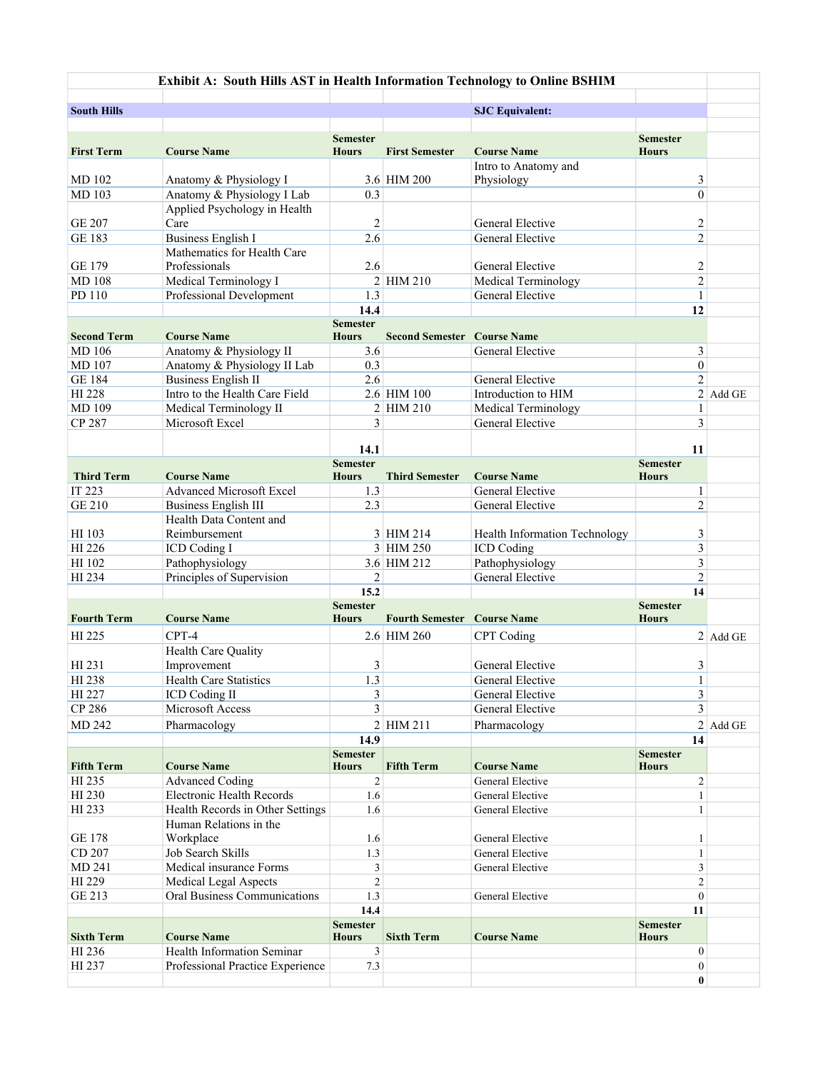**Exhibit A: South Hills AST in Health Information Technology to Online BSHIM**

| South Hills | | | SJC Equivalent: | | | |
|---|---|---|---|---|---|---|
| | | | | | | |
| **First Term** | **Course Name** | **Semester Hours** | **First Semester** | **Course Name** | **Semester Hours** | |
| MD 102 | Anatomy & Physiology I | 3.6 | HIM 200 | Intro to Anatomy and Physiology | 3 | |
| MD 103 | Anatomy & Physiology I Lab | 0.3 | | | 0 | |
| GE 207 | Applied Psychology in Health Care | 2 | | General Elective | 2 | |
| GE 183 | Business English I | 2.6 | | General Elective | 2 | |
| GE 179 | Mathematics for Health Care Professionals | 2.6 | | General Elective | 2 | |
| MD 108 | Medical Terminology I | 2 | HIM 210 | Medical Terminology | 2 | |
| PD 110 | Professional Development | 1.3 | | General Elective | 1 | |
| | | **14.4** | | | **12** | |
| **Second Term** | **Course Name** | **Semester Hours** | **Second Semester** | **Course Name** | | |
| MD 106 | Anatomy & Physiology II | 3.6 | | General Elective | 3 | |
| MD 107 | Anatomy & Physiology II Lab | 0.3 | | | 0 | |
| GE 184 | Business English II | 2.6 | | General Elective | 2 | |
| HI 228 | Intro to the Health Care Field | 2.6 | HIM 100 | Introduction to HIM | 2 | Add GE |
| MD 109 | Medical Terminology II | 2 | HIM 210 | Medical Terminology | 1 | |
| CP 287 | Microsoft Excel | 3 | | General Elective | 3 | |
| | | **14.1** | | | **11** | |
| **Third Term** | **Course Name** | **Semester Hours** | **Third Semester** | **Course Name** | **Semester Hours** | |
| IT 223 | Advanced Microsoft Excel | 1.3 | | General Elective | 1 | |
| GE 210 | Business English III | 2.3 | | General Elective | 2 | |
| HI 103 | Health Data Content and Reimbursement | 3 | HIM 214 | Health Information Technology | 3 | |
| HI 226 | ICD Coding I | 3 | HIM 250 | ICD Coding | 3 | |
| HI 102 | Pathophysiology | 3.6 | HIM 212 | Pathophysiology | 3 | |
| HI 234 | Principles of Supervision | 2 | | General Elective | 2 | |
| | | **15.2** | | | **14** | |
| **Fourth Term** | **Course Name** | **Semester Hours** | **Fourth Semester** | **Course Name** | **Semester Hours** | |
| HI 225 | CPT-4 | 2.6 | HIM 260 | CPT Coding | 2 | Add GE |
| HI 231 | Health Care Quality Improvement | 3 | | General Elective | 3 | |
| HI 238 | Health Care Statistics | 1.3 | | General Elective | 1 | |
| HI 227 | ICD Coding II | 3 | | General Elective | 3 | |
| CP 286 | Microsoft Access | 3 | | General Elective | 3 | |
| MD 242 | Pharmacology | 2 | HIM 211 | Pharmacology | 2 | Add GE |
| | | **14.9** | | | **14** | |
| **Fifth Term** | **Course Name** | **Semester Hours** | **Fifth Term** | **Course Name** | **Semester Hours** | |
| HI 235 | Advanced Coding | 2 | | General Elective | 2 | |
| HI 230 | Electronic Health Records | 1.6 | | General Elective | 1 | |
| HI 233 | Health Records in Other Settings | 1.6 | | General Elective | 1 | |
| GE 178 | Human Relations in the Workplace | 1.6 | | General Elective | 1 | |
| CD 207 | Job Search Skills | 1.3 | | General Elective | 1 | |
| MD 241 | Medical insurance Forms | 3 | | General Elective | 3 | |
| HI 229 | Medical Legal Aspects | 2 | | | 2 | |
| GE 213 | Oral Business Communications | 1.3 | | General Elective | 0 | |
| | | **14.4** | | | **11** | |
| **Sixth Term** | **Course Name** | **Semester Hours** | **Sixth Term** | **Course Name** | **Semester Hours** | |
| HI 236 | Health Information Seminar | 3 | | | 0 | |
| HI 237 | Professional Practice Experience | 7.3 | | | 0 | |
| | | | | | **0** | |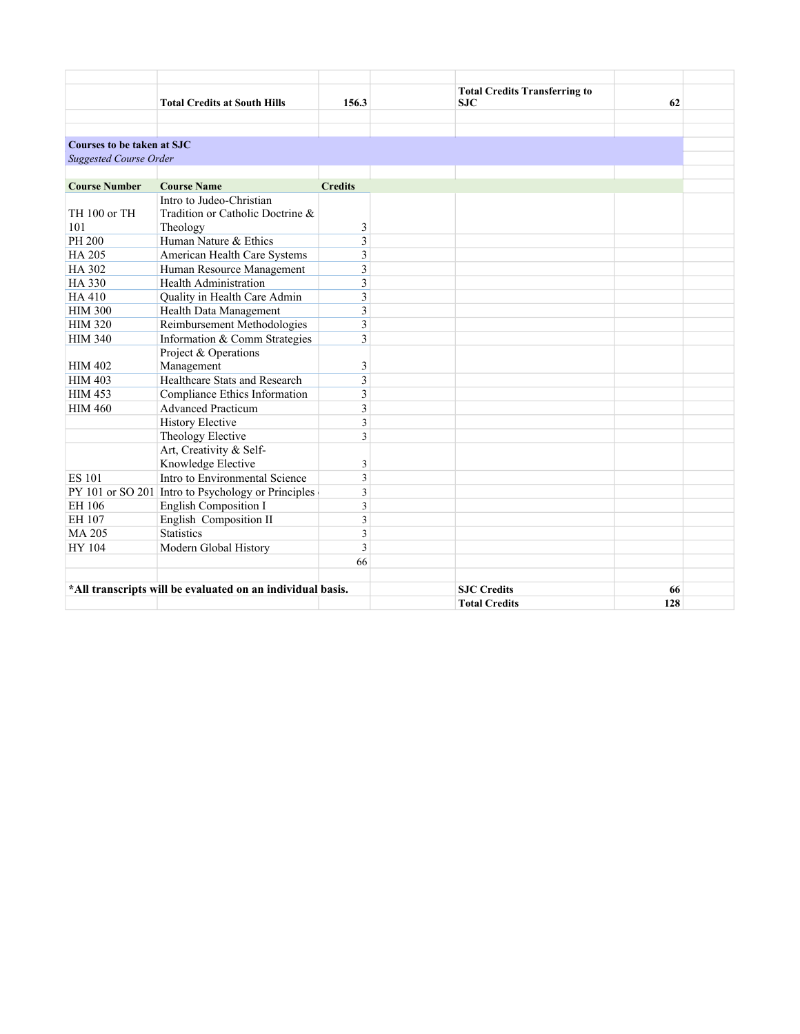| | | | | | |
|---|---|---|---|---|---|
| | **Total Credits at South Hills** | **156.3** | | **Total Credits Transferring to SJC** | **62** |

**Courses to be taken at SJC**

*Suggested Course Order*

| **Course Number** | **Course Name** | **Credits** |
|---|---|---|
| TH 100 or TH 101 | Intro to Judeo-Christian Tradition or Catholic Doctrine & Theology | 3 |
| PH 200 | Human Nature & Ethics | 3 |
| HA 205 | American Health Care Systems | 3 |
| HA 302 | Human Resource Management | 3 |
| HA 330 | Health Administration | 3 |
| HA 410 | Quality in Health Care Admin | 3 |
| HIM 300 | Health Data Management | 3 |
| HIM 320 | Reimbursement Methodologies | 3 |
| HIM 340 | Information & Comm Strategies | 3 |
| HIM 402 | Project & Operations Management | 3 |
| HIM 403 | Healthcare Stats and Research | 3 |
| HIM 453 | Compliance Ethics Information | 3 |
| HIM 460 | Advanced Practicum | 3 |
| | History Elective | 3 |
| | Theology Elective | 3 |
| | Art, Creativity & Self-Knowledge Elective | 3 |
| ES 101 | Intro to Environmental Science | 3 |
| PY 101 or SO 201 | Intro to Psychology or Principles | 3 |
| EH 106 | English Composition I | 3 |
| EH 107 | English Composition II | 3 |
| MA 205 | Statistics | 3 |
| HY 104 | Modern Global History | 3 |
| | | 66 |

**\*All transcripts will be evaluated on an individual basis.**

| | |
|---|---|
| **SJC Credits** | **66** |
| **Total Credits** | **128** |